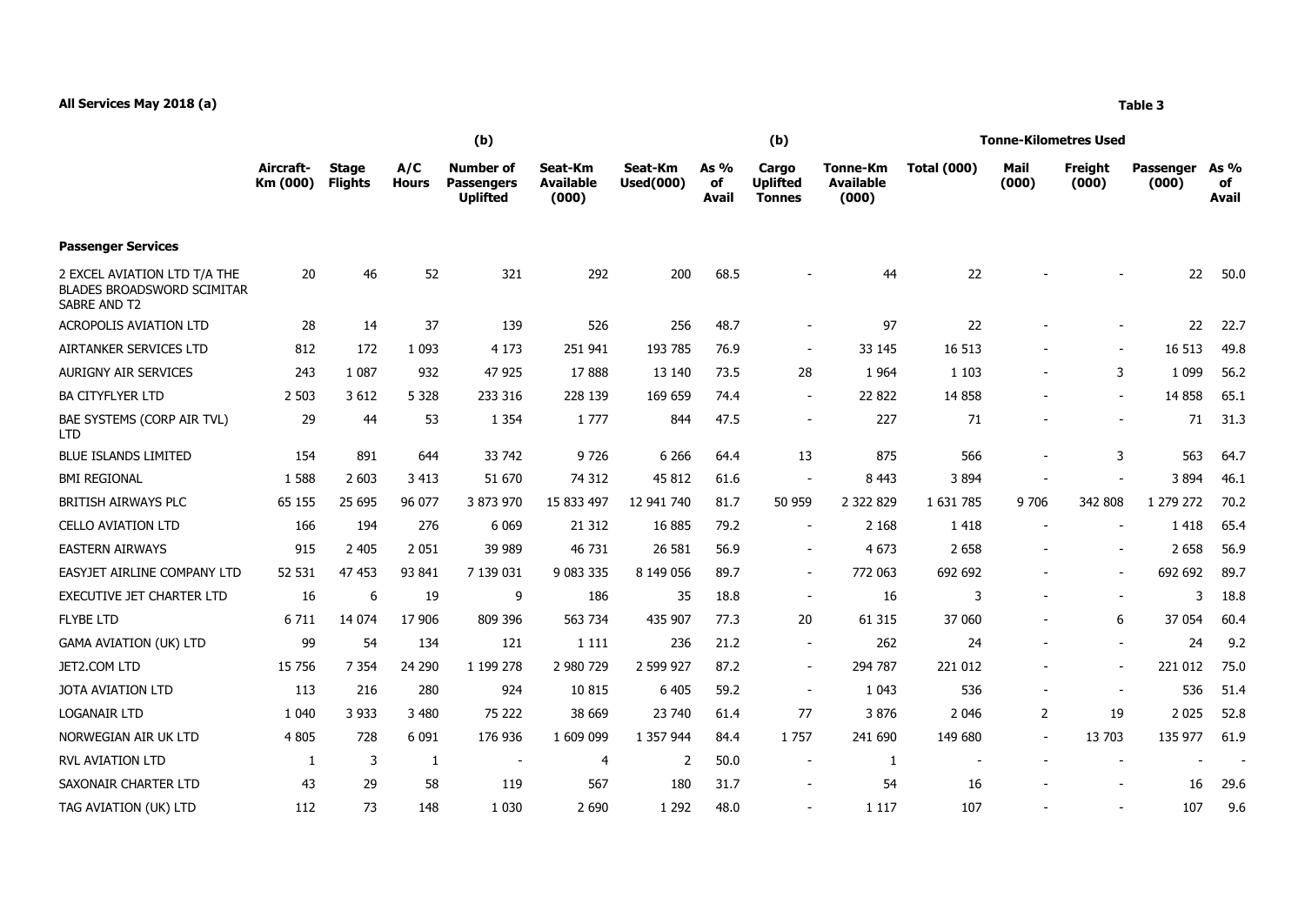**All Services May 2018 (a)**

**Table 3**

| | Aircraft-Km (000) | Stage Flights | A/C Hours | (b) Number of Passengers Uplifted | Seat-Km Available (000) | Seat-Km Used(000) | As % of Avail | (b) Cargo Uplifted Tonnes | Tonne-Km Available (000) | Tonne-Kilometres Used Total (000) | Mail (000) | Freight (000) | Passenger (000) | As % of Avail |
|---|---|---|---|---|---|---|---|---|---|---|---|---|---|---|
| **Passenger Services** | | | | | | | | | | | | | | |
| 2 EXCEL AVIATION LTD T/A THE BLADES BROADSWORD SCIMITAR SABRE AND T2 | 20 | 46 | 52 | 321 | 292 | 200 | 68.5 | - | 44 | 22 | - | - | 22 | 50.0 |
| ACROPOLIS AVIATION LTD | 28 | 14 | 37 | 139 | 526 | 256 | 48.7 | - | 97 | 22 | - | - | 22 | 22.7 |
| AIRTANKER SERVICES LTD | 812 | 172 | 1 093 | 4 173 | 251 941 | 193 785 | 76.9 | - | 33 145 | 16 513 | - | - | 16 513 | 49.8 |
| AURIGNY AIR SERVICES | 243 | 1 087 | 932 | 47 925 | 17 888 | 13 140 | 73.5 | 28 | 1 964 | 1 103 | - | 3 | 1 099 | 56.2 |
| BA CITYFLYER LTD | 2 503 | 3 612 | 5 328 | 233 316 | 228 139 | 169 659 | 74.4 | - | 22 822 | 14 858 | - | - | 14 858 | 65.1 |
| BAE SYSTEMS (CORP AIR TVL) LTD | 29 | 44 | 53 | 1 354 | 1 777 | 844 | 47.5 | - | 227 | 71 | - | - | 71 | 31.3 |
| BLUE ISLANDS LIMITED | 154 | 891 | 644 | 33 742 | 9 726 | 6 266 | 64.4 | 13 | 875 | 566 | - | 3 | 563 | 64.7 |
| BMI REGIONAL | 1 588 | 2 603 | 3 413 | 51 670 | 74 312 | 45 812 | 61.6 | - | 8 443 | 3 894 | - | - | 3 894 | 46.1 |
| BRITISH AIRWAYS PLC | 65 155 | 25 695 | 96 077 | 3 873 970 | 15 833 497 | 12 941 740 | 81.7 | 50 959 | 2 322 829 | 1 631 785 | 9 706 | 342 808 | 1 279 272 | 70.2 |
| CELLO AVIATION LTD | 166 | 194 | 276 | 6 069 | 21 312 | 16 885 | 79.2 | - | 2 168 | 1 418 | - | - | 1 418 | 65.4 |
| EASTERN AIRWAYS | 915 | 2 405 | 2 051 | 39 989 | 46 731 | 26 581 | 56.9 | - | 4 673 | 2 658 | - | - | 2 658 | 56.9 |
| EASYJET AIRLINE COMPANY LTD | 52 531 | 47 453 | 93 841 | 7 139 031 | 9 083 335 | 8 149 056 | 89.7 | - | 772 063 | 692 692 | - | - | 692 692 | 89.7 |
| EXECUTIVE JET CHARTER LTD | 16 | 6 | 19 | 9 | 186 | 35 | 18.8 | - | 16 | 3 | - | - | 3 | 18.8 |
| FLYBE LTD | 6 711 | 14 074 | 17 906 | 809 396 | 563 734 | 435 907 | 77.3 | 20 | 61 315 | 37 060 | - | 6 | 37 054 | 60.4 |
| GAMA AVIATION (UK) LTD | 99 | 54 | 134 | 121 | 1 111 | 236 | 21.2 | - | 262 | 24 | - | - | 24 | 9.2 |
| JET2.COM LTD | 15 756 | 7 354 | 24 290 | 1 199 278 | 2 980 729 | 2 599 927 | 87.2 | - | 294 787 | 221 012 | - | - | 221 012 | 75.0 |
| JOTA AVIATION LTD | 113 | 216 | 280 | 924 | 10 815 | 6 405 | 59.2 | - | 1 043 | 536 | - | - | 536 | 51.4 |
| LOGANAIR LTD | 1 040 | 3 933 | 3 480 | 75 222 | 38 669 | 23 740 | 61.4 | 77 | 3 876 | 2 046 | 2 | 19 | 2 025 | 52.8 |
| NORWEGIAN AIR UK LTD | 4 805 | 728 | 6 091 | 176 936 | 1 609 099 | 1 357 944 | 84.4 | 1 757 | 241 690 | 149 680 | - | 13 703 | 135 977 | 61.9 |
| RVL AVIATION LTD | 1 | 3 | 1 | - | 4 | 2 | 50.0 | - | 1 | - | - | - | - | - |
| SAXONAIR CHARTER LTD | 43 | 29 | 58 | 119 | 567 | 180 | 31.7 | - | 54 | 16 | - | - | 16 | 29.6 |
| TAG AVIATION (UK) LTD | 112 | 73 | 148 | 1 030 | 2 690 | 1 292 | 48.0 | - | 1 117 | 107 | - | - | 107 | 9.6 |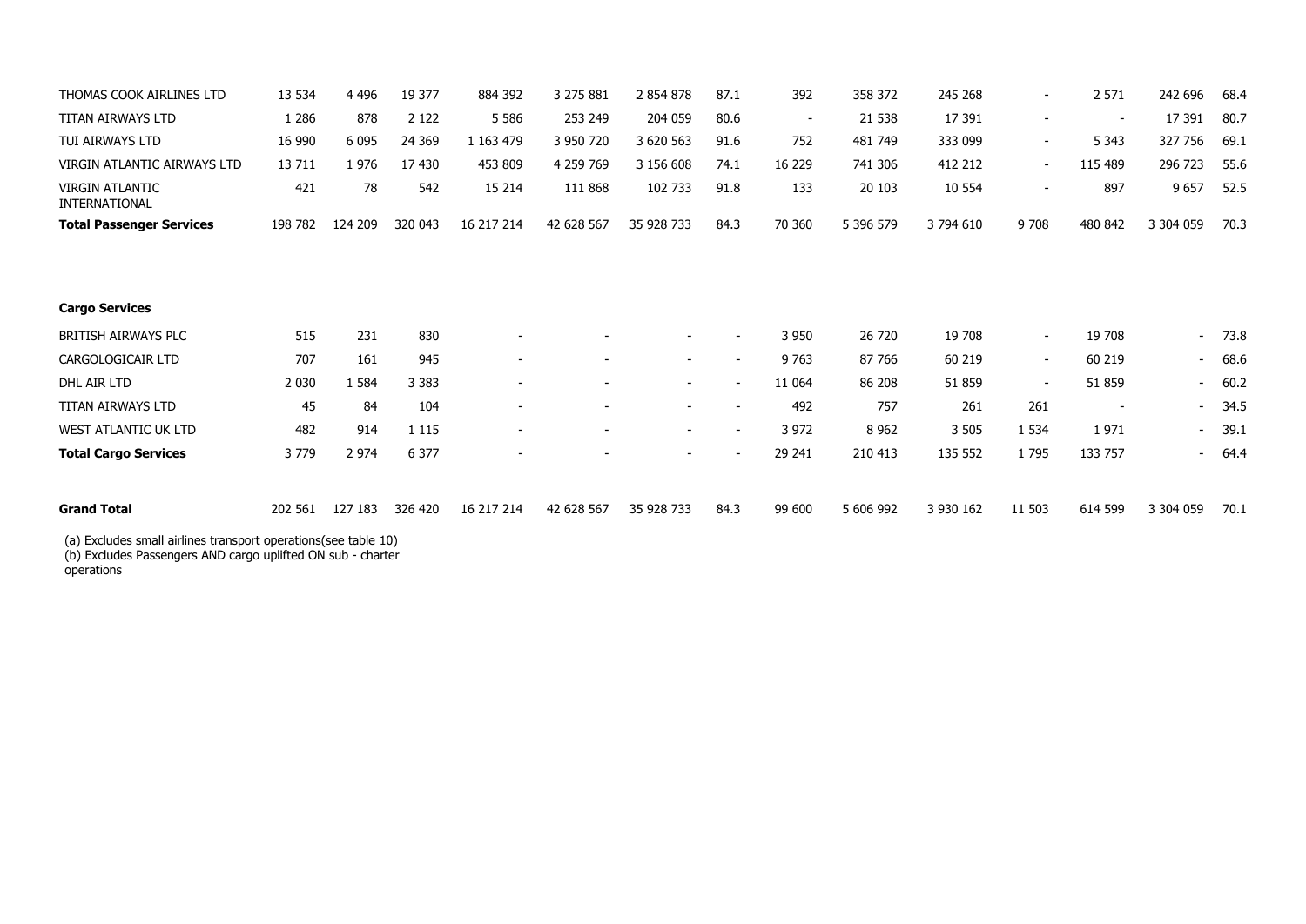| | | | | | | | | | | | | | | |
|---|---|---|---|---|---|---|---|---|---|---|---|---|---|---|
| THOMAS COOK AIRLINES LTD | 13 534 | 4 496 | 19 377 | 884 392 | 3 275 881 | 2 854 878 | 87.1 | 392 | 358 372 | 245 268 | - | 2 571 | 242 696 | 68.4 |
| TITAN AIRWAYS LTD | 1 286 | 878 | 2 122 | 5 586 | 253 249 | 204 059 | 80.6 | - | 21 538 | 17 391 | - | - | 17 391 | 80.7 |
| TUI AIRWAYS LTD | 16 990 | 6 095 | 24 369 | 1 163 479 | 3 950 720 | 3 620 563 | 91.6 | 752 | 481 749 | 333 099 | - | 5 343 | 327 756 | 69.1 |
| VIRGIN ATLANTIC AIRWAYS LTD | 13 711 | 1 976 | 17 430 | 453 809 | 4 259 769 | 3 156 608 | 74.1 | 16 229 | 741 306 | 412 212 | - | 115 489 | 296 723 | 55.6 |
| VIRGIN ATLANTIC INTERNATIONAL | 421 | 78 | 542 | 15 214 | 111 868 | 102 733 | 91.8 | 133 | 20 103 | 10 554 | - | 897 | 9 657 | 52.5 |
| **Total Passenger Services** | 198 782 | 124 209 | 320 043 | 16 217 214 | 42 628 567 | 35 928 733 | 84.3 | 70 360 | 5 396 579 | 3 794 610 | 9 708 | 480 842 | 3 304 059 | 70.3 |
| **Cargo Services** | | | | | | | | | | | | | | |
| BRITISH AIRWAYS PLC | 515 | 231 | 830 | - | - | - | - | 3 950 | 26 720 | 19 708 | - | 19 708 | - | 73.8 |
| CARGOLOGICAIR LTD | 707 | 161 | 945 | - | - | - | - | 9 763 | 87 766 | 60 219 | - | 60 219 | - | 68.6 |
| DHL AIR LTD | 2 030 | 1 584 | 3 383 | - | - | - | - | 11 064 | 86 208 | 51 859 | - | 51 859 | - | 60.2 |
| TITAN AIRWAYS LTD | 45 | 84 | 104 | - | - | - | - | 492 | 757 | 261 | 261 | - | - | 34.5 |
| WEST ATLANTIC UK LTD | 482 | 914 | 1 115 | - | - | - | - | 3 972 | 8 962 | 3 505 | 1 534 | 1 971 | - | 39.1 |
| **Total Cargo Services** | 3 779 | 2 974 | 6 377 | - | - | - | - | 29 241 | 210 413 | 135 552 | 1 795 | 133 757 | - | 64.4 |
| **Grand Total** | 202 561 | 127 183 | 326 420 | 16 217 214 | 42 628 567 | 35 928 733 | 84.3 | 99 600 | 5 606 992 | 3 930 162 | 11 503 | 614 599 | 3 304 059 | 70.1 |

(a) Excludes small airlines transport operations(see table 10)
(b) Excludes Passengers AND cargo uplifted ON sub - charter operations